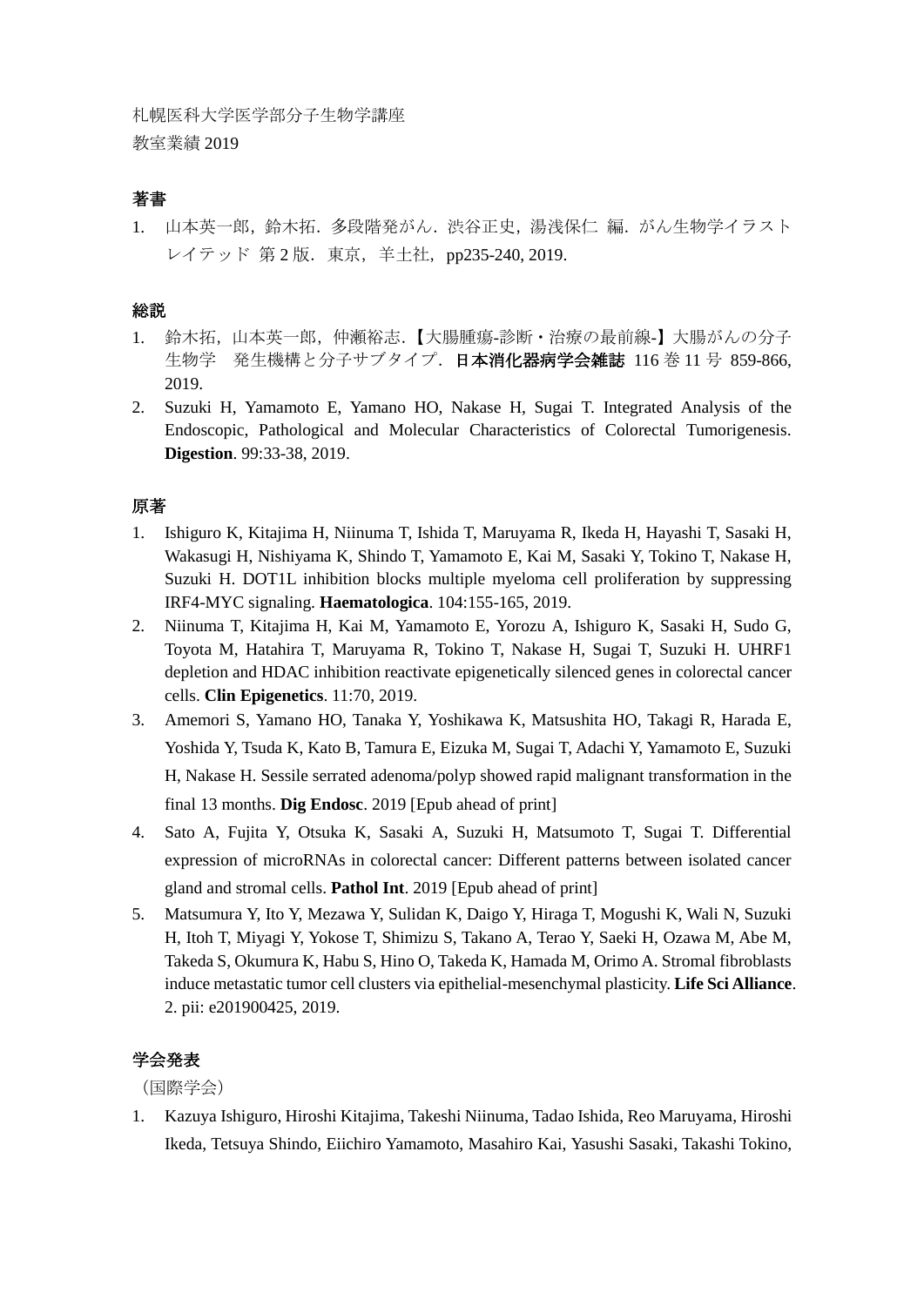札幌医科大学医学部分子生物学講座
教室業績 2019

## 著書

1. 山本英一郎，鈴木拓．多段階発がん．渋谷正史，湯浅保仁 編．がん生物学イラストレイテッド 第 2 版．東京，羊土社，pp235-240, 2019.

## 総説

1. 鈴木拓，山本英一郎，仲瀬裕志．【大腸腫瘍-診断・治療の最前線-】大腸がんの分子生物学　発生機構と分子サブタイプ．**日本消化器病学会雑誌** 116 巻 11 号 859-866, 2019.
2. Suzuki H, Yamamoto E, Yamano HO, Nakase H, Sugai T. Integrated Analysis of the Endoscopic, Pathological and Molecular Characteristics of Colorectal Tumorigenesis. **Digestion**. 99:33-38, 2019.

## 原著

1. Ishiguro K, Kitajima H, Niinuma T, Ishida T, Maruyama R, Ikeda H, Hayashi T, Sasaki H, Wakasugi H, Nishiyama K, Shindo T, Yamamoto E, Kai M, Sasaki Y, Tokino T, Nakase H, Suzuki H. DOT1L inhibition blocks multiple myeloma cell proliferation by suppressing IRF4-MYC signaling. **Haematologica**. 104:155-165, 2019.
2. Niinuma T, Kitajima H, Kai M, Yamamoto E, Yorozu A, Ishiguro K, Sasaki H, Sudo G, Toyota M, Hatahira T, Maruyama R, Tokino T, Nakase H, Sugai T, Suzuki H. UHRF1 depletion and HDAC inhibition reactivate epigenetically silenced genes in colorectal cancer cells. **Clin Epigenetics**. 11:70, 2019.
3. Amemori S, Yamano HO, Tanaka Y, Yoshikawa K, Matsushita HO, Takagi R, Harada E, Yoshida Y, Tsuda K, Kato B, Tamura E, Eizuka M, Sugai T, Adachi Y, Yamamoto E, Suzuki H, Nakase H. Sessile serrated adenoma/polyp showed rapid malignant transformation in the final 13 months. **Dig Endosc**. 2019 [Epub ahead of print]
4. Sato A, Fujita Y, Otsuka K, Sasaki A, Suzuki H, Matsumoto T, Sugai T. Differential expression of microRNAs in colorectal cancer: Different patterns between isolated cancer gland and stromal cells. **Pathol Int**. 2019 [Epub ahead of print]
5. Matsumura Y, Ito Y, Mezawa Y, Sulidan K, Daigo Y, Hiraga T, Mogushi K, Wali N, Suzuki H, Itoh T, Miyagi Y, Yokose T, Shimizu S, Takano A, Terao Y, Saeki H, Ozawa M, Abe M, Takeda S, Okumura K, Habu S, Hino O, Takeda K, Hamada M, Orimo A. Stromal fibroblasts induce metastatic tumor cell clusters via epithelial-mesenchymal plasticity. **Life Sci Alliance**. 2. pii: e201900425, 2019.

## 学会発表

（国際学会）

1. Kazuya Ishiguro, Hiroshi Kitajima, Takeshi Niinuma, Tadao Ishida, Reo Maruyama, Hiroshi Ikeda, Tetsuya Shindo, Eiichiro Yamamoto, Masahiro Kai, Yasushi Sasaki, Takashi Tokino,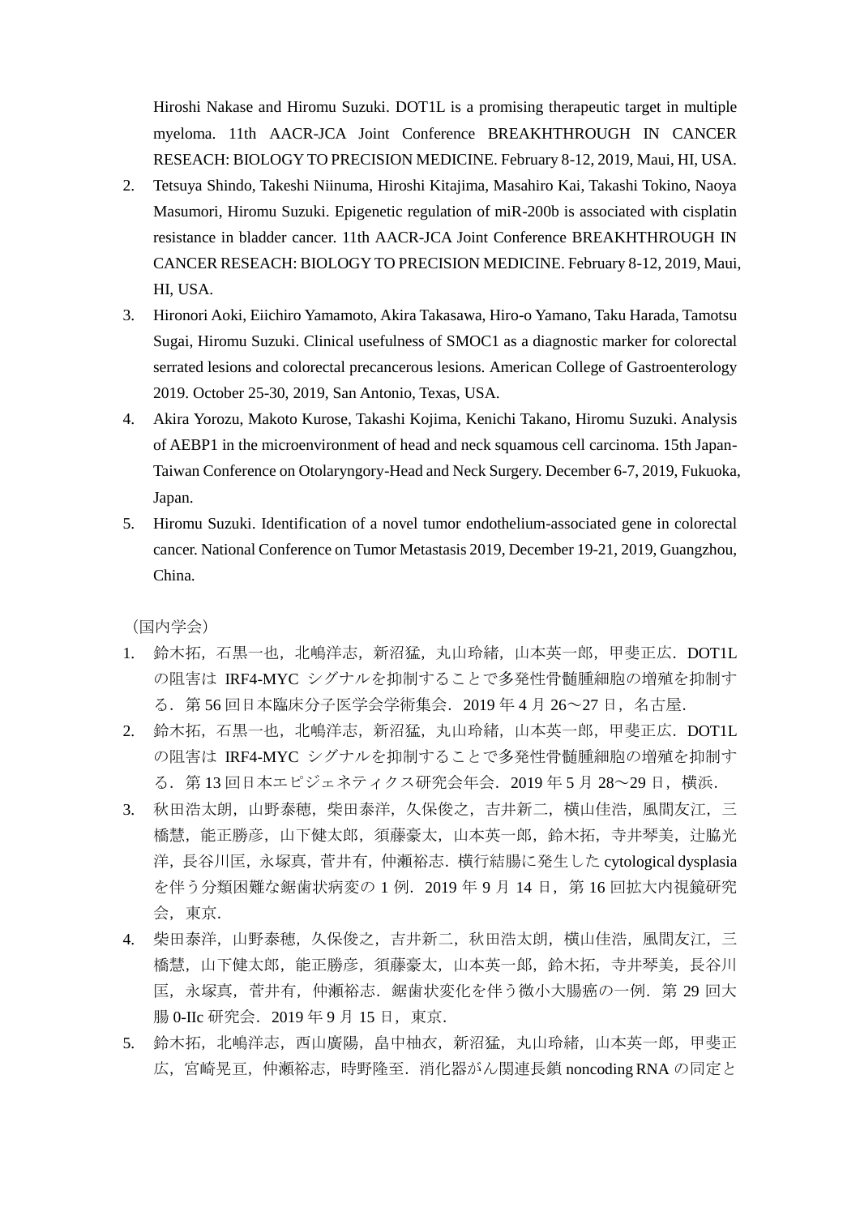Hiroshi Nakase and Hiromu Suzuki. DOT1L is a promising therapeutic target in multiple myeloma. 11th AACR-JCA Joint Conference BREAKHTHROUGH IN CANCER RESEACH: BIOLOGY TO PRECISION MEDICINE. February 8-12, 2019, Maui, HI, USA.

2. Tetsuya Shindo, Takeshi Niinuma, Hiroshi Kitajima, Masahiro Kai, Takashi Tokino, Naoya Masumori, Hiromu Suzuki. Epigenetic regulation of miR-200b is associated with cisplatin resistance in bladder cancer. 11th AACR-JCA Joint Conference BREAKHTHROUGH IN CANCER RESEACH: BIOLOGY TO PRECISION MEDICINE. February 8-12, 2019, Maui, HI, USA.
3. Hironori Aoki, Eiichiro Yamamoto, Akira Takasawa, Hiro-o Yamano, Taku Harada, Tamotsu Sugai, Hiromu Suzuki. Clinical usefulness of SMOC1 as a diagnostic marker for colorectal serrated lesions and colorectal precancerous lesions. American College of Gastroenterology 2019. October 25-30, 2019, San Antonio, Texas, USA.
4. Akira Yorozu, Makoto Kurose, Takashi Kojima, Kenichi Takano, Hiromu Suzuki. Analysis of AEBP1 in the microenvironment of head and neck squamous cell carcinoma. 15th Japan-Taiwan Conference on Otolaryngory-Head and Neck Surgery. December 6-7, 2019, Fukuoka, Japan.
5. Hiromu Suzuki. Identification of a novel tumor endothelium-associated gene in colorectal cancer. National Conference on Tumor Metastasis 2019, December 19-21, 2019, Guangzhou, China.

（国内学会）

1. 鈴木拓，石黒一也，北嶋洋志，新沼猛，丸山玲緒，山本英一郎，甲斐正広．DOT1L の阻害は IRF4-MYC シグナルを抑制することで多発性骨髄腫細胞の増殖を抑制する．第 56 回日本臨床分子医学会学術集会．2019 年 4 月 26～27 日，名古屋．
2. 鈴木拓，石黒一也，北嶋洋志，新沼猛，丸山玲緒，山本英一郎，甲斐正広．DOT1L の阻害は IRF4-MYC シグナルを抑制することで多発性骨髄腫細胞の増殖を抑制する．第 13 回日本エピジェネティクス研究会年会．2019 年 5 月 28～29 日，横浜．
3. 秋田浩太朗，山野泰穂，柴田泰洋，久保俊之，吉井新二，横山佳浩，風間友江，三橋慧，能正勝彦，山下健太郎，須藤豪太，山本英一郎，鈴木拓，寺井琴美，辻脇光洋，長谷川匡，永塚真，菅井有，仲瀬裕志．横行結腸に発生した cytological dysplasia を伴う分類困難な鋸歯状病変の 1 例．2019 年 9 月 14 日，第 16 回拡大内視鏡研究会，東京．
4. 柴田泰洋，山野泰穂，久保俊之，吉井新二，秋田浩太朗，横山佳浩，風間友江，三橋慧，山下健太郎，能正勝彦，須藤豪太，山本英一郎，鈴木拓，寺井琴美，長谷川匡，永塚真，菅井有，仲瀬裕志．鋸歯状変化を伴う微小大腸癌の一例．第 29 回大腸 0-IIc 研究会．2019 年 9 月 15 日，東京．
5. 鈴木拓，北嶋洋志，西山廣陽，畠中柚衣，新沼猛，丸山玲緒，山本英一郎，甲斐正広，宮崎晃亘，仲瀬裕志，時野隆至．消化器がん関連長鎖 noncoding RNA の同定と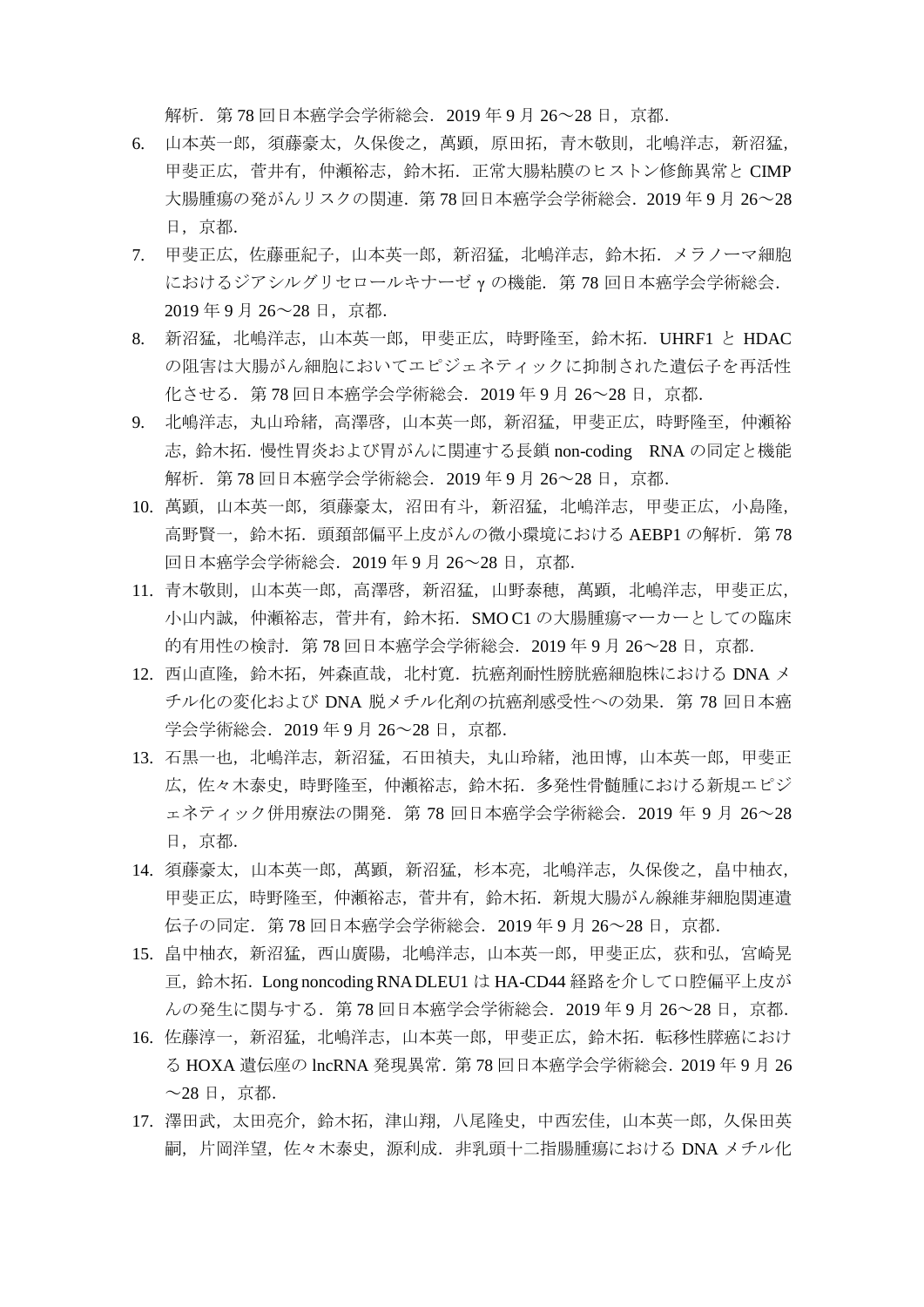解析．第 78 回日本癌学会学術総会．2019 年 9 月 26〜28 日，京都．

6. 山本英一郎，須藤豪太，久保俊之，萬顕，原田拓，青木敬則，北嶋洋志，新沼猛，甲斐正広，菅井有，仲瀬裕志，鈴木拓．正常大腸粘膜のヒストン修飾異常と CIMP 大腸腫瘍の発がんリスクの関連．第 78 回日本癌学会学術総会．2019 年 9 月 26〜28 日，京都．
7. 甲斐正広，佐藤亜紀子，山本英一郎，新沼猛，北嶋洋志，鈴木拓．メラノーマ細胞におけるジアシルグリセロールキナーゼ γ の機能．第 78 回日本癌学会学術総会．2019 年 9 月 26〜28 日，京都．
8. 新沼猛，北嶋洋志，山本英一郎，甲斐正広，時野隆至，鈴木拓．UHRF1 と HDAC の阻害は大腸がん細胞においてエピジェネティックに抑制された遺伝子を再活性化させる．第 78 回日本癌学会学術総会．2019 年 9 月 26〜28 日，京都．
9. 北嶋洋志，丸山玲緒，高澤啓，山本英一郎，新沼猛，甲斐正広，時野隆至，仲瀬裕志，鈴木拓．慢性胃炎および胃がんに関連する長鎖 non-coding　RNA の同定と機能解析．第 78 回日本癌学会学術総会．2019 年 9 月 26〜28 日，京都．
10. 萬顕，山本英一郎，須藤豪太，沼田有斗，新沼猛，北嶋洋志，甲斐正広，小島隆，高野賢一，鈴木拓．頭頚部偏平上皮がんの微小環境における AEBP1 の解析．第 78 回日本癌学会学術総会．2019 年 9 月 26〜28 日，京都．
11. 青木敬則，山本英一郎，高澤啓，新沼猛，山野泰穂，萬顕，北嶋洋志，甲斐正広，小山内誠，仲瀬裕志，菅井有，鈴木拓．SMO C1 の大腸腫瘍マーカーとしての臨床的有用性の検討．第 78 回日本癌学会学術総会．2019 年 9 月 26〜28 日，京都．
12. 西山直隆，鈴木拓，舛森直哉，北村寛．抗癌剤耐性膀胱癌細胞株における DNA メチル化の変化および DNA 脱メチル化剤の抗癌剤感受性への効果．第 78 回日本癌学会学術総会．2019 年 9 月 26〜28 日，京都．
13. 石黒一也，北嶋洋志，新沼猛，石田禎夫，丸山玲緒，池田博，山本英一郎，甲斐正広，佐々木泰史，時野隆至，仲瀬裕志，鈴木拓．多発性骨髄腫における新規エピジェネティック併用療法の開発．第 78 回日本癌学会学術総会．2019 年 9 月 26〜28 日，京都．
14. 須藤豪太，山本英一郎，萬顕，新沼猛，杉本亮，北嶋洋志，久保俊之，畠中柚衣，甲斐正広，時野隆至，仲瀬裕志，菅井有，鈴木拓．新規大腸がん線維芽細胞関連遺伝子の同定．第 78 回日本癌学会学術総会．2019 年 9 月 26〜28 日，京都．
15. 畠中柚衣，新沼猛，西山廣陽，北嶋洋志，山本英一郎，甲斐正広，荻和弘，宮崎晃亘，鈴木拓．Long noncoding RNA DLEU1 は HA-CD44 経路を介して口腔偏平上皮がんの発生に関与する．第 78 回日本癌学会学術総会．2019 年 9 月 26〜28 日，京都．
16. 佐藤淳一，新沼猛，北嶋洋志，山本英一郎，甲斐正広，鈴木拓．転移性膵癌における HOXA 遺伝座の lncRNA 発現異常．第 78 回日本癌学会学術総会．2019 年 9 月 26〜28 日，京都．
17. 澤田武，太田亮介，鈴木拓，津山翔，八尾隆史，中西宏佳，山本英一郎，久保田英嗣，片岡洋望，佐々木泰史，源利成．非乳頭十二指腸腫瘍における DNA メチル化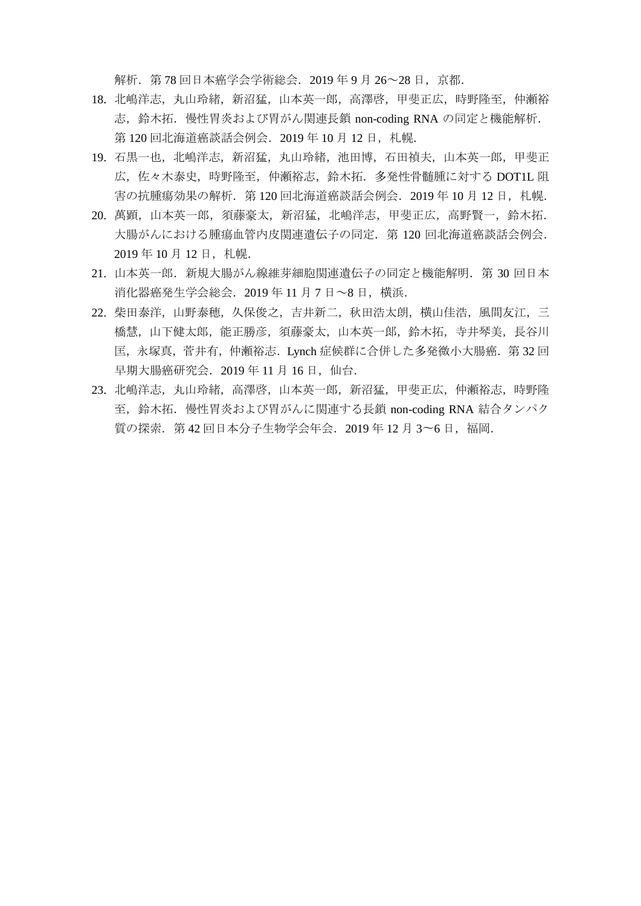解析．第 78 回日本癌学会学術総会．2019 年 9 月 26〜28 日，京都.

18. 北嶋洋志，丸山玲緒，新沼猛，山本英一郎，高澤啓，甲斐正広，時野隆至，仲瀬裕志，鈴木拓．慢性胃炎および胃がん関連長鎖 non-coding RNA の同定と機能解析．第 120 回北海道癌談話会例会．2019 年 10 月 12 日，札幌.
19. 石黒一也，北嶋洋志，新沼猛，丸山玲緒，池田博，石田禎夫，山本英一郎，甲斐正広，佐々木泰史，時野隆至，仲瀬裕志，鈴木拓．多発性骨髄腫に対する DOT1L 阻害の抗腫瘍効果の解析．第 120 回北海道癌談話会例会．2019 年 10 月 12 日，札幌.
20. 萬顗，山本英一郎，須藤豪太，新沼猛，北嶋洋志，甲斐正広，高野賢一，鈴木拓．大腸がんにおける腫瘍血管内皮関連遺伝子の同定．第 120 回北海道癌談話会例会．2019 年 10 月 12 日，札幌.
21. 山本英一郎．新規大腸がん線維芽細胞関連遺伝子の同定と機能解明．第 30 回日本消化器癌発生学会総会．2019 年 11 月 7 日〜8 日，横浜.
22. 柴田泰洋，山野泰穂，久保俊之，吉井新二，秋田浩太朗，横山佳浩，風間友江，三橋慧，山下健太郎，能正勝彦，須藤豪太，山本英一郎，鈴木拓，寺井琴美，長谷川匡，永塚真，菅井有，仲瀬裕志．Lynch 症候群に合併した多発微小大腸癌．第 32 回早期大腸癌研究会．2019 年 11 月 16 日，仙台.
23. 北嶋洋志，丸山玲緒，高澤啓，山本英一郎，新沼猛，甲斐正広，仲瀬裕志，時野隆至，鈴木拓．慢性胃炎および胃がんに関連する長鎖 non-coding RNA 結合タンパク質の探索．第 42 回日本分子生物学会年会．2019 年 12 月 3〜6 日，福岡.